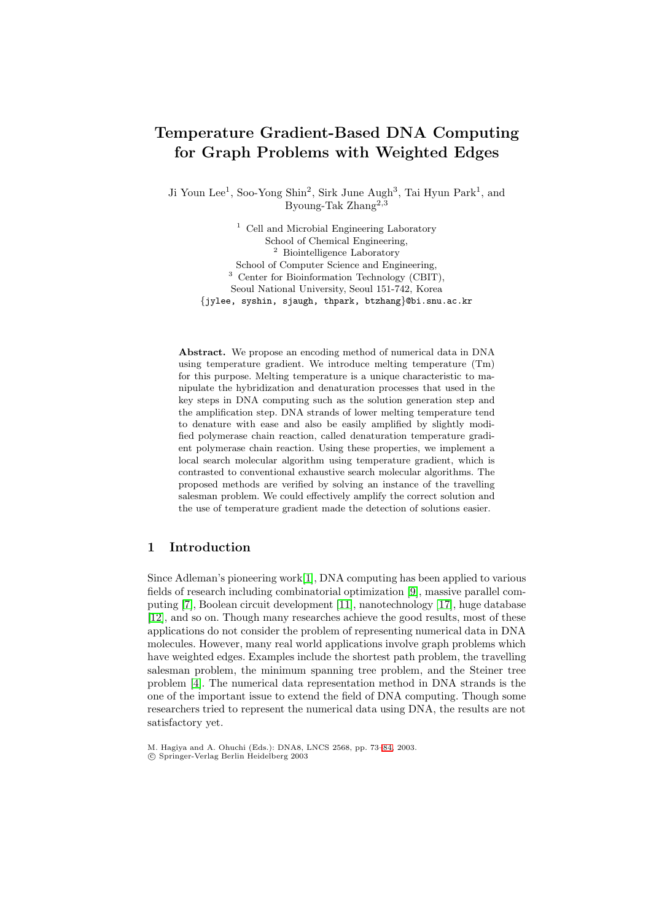# Temperature Gradient-Based DNA Computing for Graph Problems with Weighted Edges

Ji Youn Lee[1], Soo-Yong Shin[2], Sirk June Augh[3], Tai Hyun Park[1], and Byoung-Tak Zhang[2,3]

[1] Cell and Microbial Engineering Laboratory
School of Chemical Engineering,
[2] Biointelligence Laboratory
School of Computer Science and Engineering,
[3] Center for Bioinformation Technology (CBIT),
Seoul National University, Seoul 151-742, Korea
{jylee, syshin, sjaugh, thpark, btzhang}@bi.snu.ac.kr

**Abstract.** We propose an encoding method of numerical data in DNA using temperature gradient. We introduce melting temperature (Tm) for this purpose. Melting temperature is a unique characteristic to manipulate the hybridization and denaturation processes that used in the key steps in DNA computing such as the solution generation step and the amplification step. DNA strands of lower melting temperature tend to denature with ease and also be easily amplified by slightly modified polymerase chain reaction, called denaturation temperature gradient polymerase chain reaction. Using these properties, we implement a local search molecular algorithm using temperature gradient, which is contrasted to conventional exhaustive search molecular algorithms. The proposed methods are verified by solving an instance of the travelling salesman problem. We could effectively amplify the correct solution and the use of temperature gradient made the detection of solutions easier.

## 1 Introduction

Since Adleman's pioneering work[1], DNA computing has been applied to various fields of research including combinatorial optimization [9], massive parallel computing [7], Boolean circuit development [11], nanotechnology [17], huge database [12], and so on. Though many researches achieve the good results, most of these applications do not consider the problem of representing numerical data in DNA molecules. However, many real world applications involve graph problems which have weighted edges. Examples include the shortest path problem, the travelling salesman problem, the minimum spanning tree problem, and the Steiner tree problem [4]. The numerical data representation method in DNA strands is the one of the important issue to extend the field of DNA computing. Though some researchers tried to represent the numerical data using DNA, the results are not satisfactory yet.

M. Hagiya and A. Ohuchi (Eds.): DNA8, LNCS 2568, pp. 73–84, 2003.
© Springer-Verlag Berlin Heidelberg 2003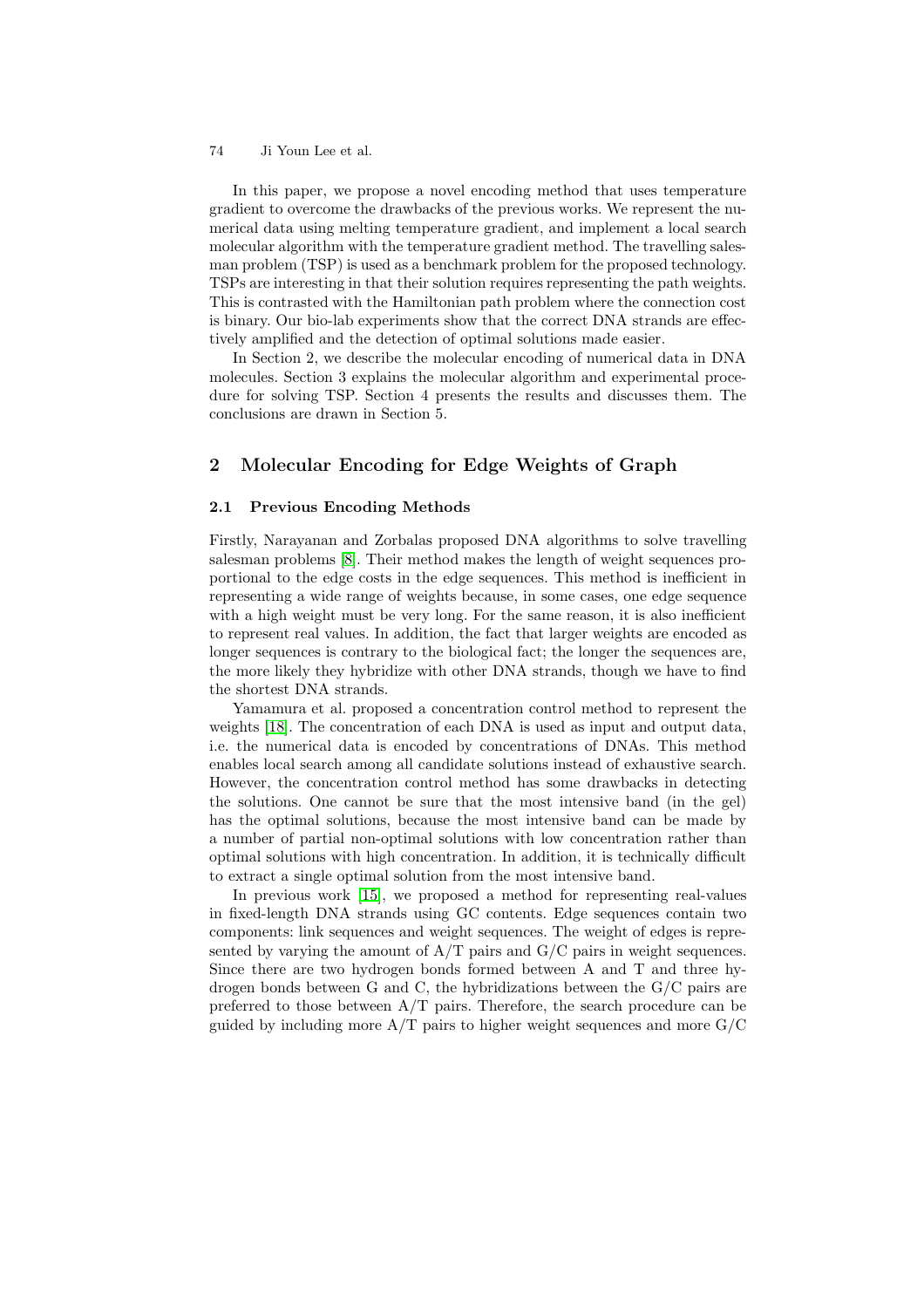In this paper, we propose a novel encoding method that uses temperature gradient to overcome the drawbacks of the previous works. We represent the numerical data using melting temperature gradient, and implement a local search molecular algorithm with the temperature gradient method. The travelling salesman problem (TSP) is used as a benchmark problem for the proposed technology. TSPs are interesting in that their solution requires representing the path weights. This is contrasted with the Hamiltonian path problem where the connection cost is binary. Our bio-lab experiments show that the correct DNA strands are effectively amplified and the detection of optimal solutions made easier.

In Section 2, we describe the molecular encoding of numerical data in DNA molecules. Section 3 explains the molecular algorithm and experimental procedure for solving TSP. Section 4 presents the results and discusses them. The conclusions are drawn in Section 5.

## 2 Molecular Encoding for Edge Weights of Graph

### 2.1 Previous Encoding Methods

Firstly, Narayanan and Zorbalas proposed DNA algorithms to solve travelling salesman problems [8]. Their method makes the length of weight sequences proportional to the edge costs in the edge sequences. This method is inefficient in representing a wide range of weights because, in some cases, one edge sequence with a high weight must be very long. For the same reason, it is also inefficient to represent real values. In addition, the fact that larger weights are encoded as longer sequences is contrary to the biological fact; the longer the sequences are, the more likely they hybridize with other DNA strands, though we have to find the shortest DNA strands.

Yamamura et al. proposed a concentration control method to represent the weights [18]. The concentration of each DNA is used as input and output data, i.e. the numerical data is encoded by concentrations of DNAs. This method enables local search among all candidate solutions instead of exhaustive search. However, the concentration control method has some drawbacks in detecting the solutions. One cannot be sure that the most intensive band (in the gel) has the optimal solutions, because the most intensive band can be made by a number of partial non-optimal solutions with low concentration rather than optimal solutions with high concentration. In addition, it is technically difficult to extract a single optimal solution from the most intensive band.

In previous work [15], we proposed a method for representing real-values in fixed-length DNA strands using GC contents. Edge sequences contain two components: link sequences and weight sequences. The weight of edges is represented by varying the amount of A/T pairs and G/C pairs in weight sequences. Since there are two hydrogen bonds formed between A and T and three hydrogen bonds between G and C, the hybridizations between the G/C pairs are preferred to those between A/T pairs. Therefore, the search procedure can be guided by including more A/T pairs to higher weight sequences and more G/C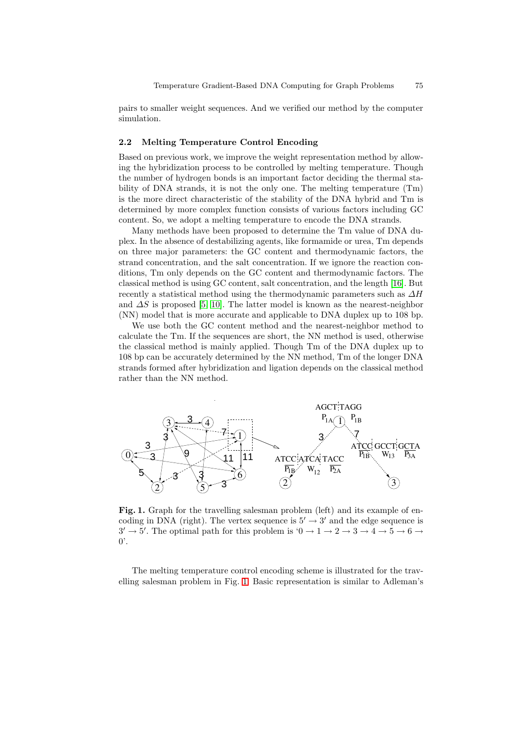pairs to smaller weight sequences. And we verified our method by the computer simulation.

### 2.2 Melting Temperature Control Encoding

Based on previous work, we improve the weight representation method by allowing the hybridization process to be controlled by melting temperature. Though the number of hydrogen bonds is an important factor deciding the thermal stability of DNA strands, it is not the only one. The melting temperature (Tm) is the more direct characteristic of the stability of the DNA hybrid and Tm is determined by more complex function consists of various factors including GC content. So, we adopt a melting temperature to encode the DNA strands.

Many methods have been proposed to determine the Tm value of DNA duplex. In the absence of destabilizing agents, like formamide or urea, Tm depends on three major parameters: the GC content and thermodynamic factors, the strand concentration, and the salt concentration. If we ignore the reaction conditions, Tm only depends on the GC content and thermodynamic factors. The classical method is using GC content, salt concentration, and the length [16]. But recently a statistical method using the thermodynamic parameters such as $\Delta H$ and $\Delta S$ is proposed [5, 10]. The latter model is known as the nearest-neighbor (NN) model that is more accurate and applicable to DNA duplex up to 108 bp.

We use both the GC content method and the nearest-neighbor method to calculate the Tm. If the sequences are short, the NN method is used, otherwise the classical method is mainly applied. Though Tm of the DNA duplex up to 108 bp can be accurately determined by the NN method, Tm of the longer DNA strands formed after hybridization and ligation depends on the classical method rather than the NN method.

**Fig. 1.** Graph for the travelling salesman problem (left) and its example of encoding in DNA (right). The vertex sequence is $5' \rightarrow 3'$ and the edge sequence is $3' \rightarrow 5'$. The optimal path for this problem is '$0 \rightarrow 1 \rightarrow 2 \rightarrow 3 \rightarrow 4 \rightarrow 5 \rightarrow 6 \rightarrow 0$'.

The melting temperature control encoding scheme is illustrated for the travelling salesman problem in Fig. 1. Basic representation is similar to Adleman's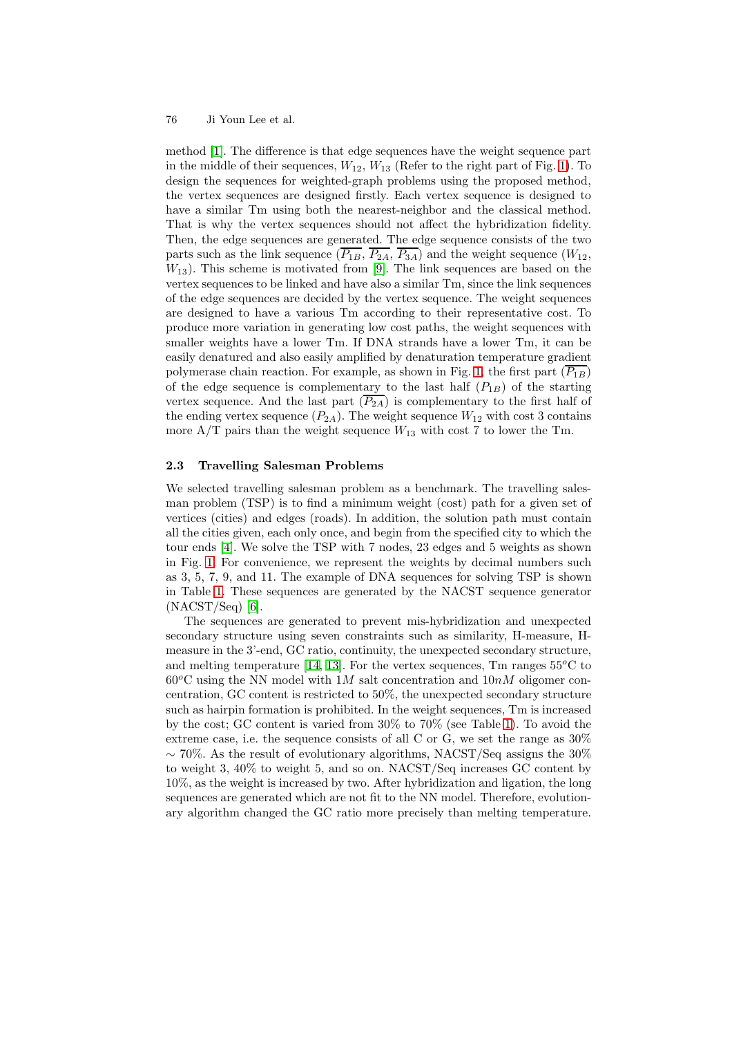method [1]. The difference is that edge sequences have the weight sequence part in the middle of their sequences, $W_{12}$, $W_{13}$ (Refer to the right part of Fig. 1). To design the sequences for weighted-graph problems using the proposed method, the vertex sequences are designed firstly. Each vertex sequence is designed to have a similar Tm using both the nearest-neighbor and the classical method. That is why the vertex sequences should not affect the hybridization fidelity. Then, the edge sequences are generated. The edge sequence consists of the two parts such as the link sequence ($\overline{P_{1B}}$, $\overline{P_{2A}}$, $\overline{P_{3A}}$) and the weight sequence ($W_{12}$, $W_{13}$). This scheme is motivated from [9]. The link sequences are based on the vertex sequences to be linked and have also a similar Tm, since the link sequences of the edge sequences are decided by the vertex sequence. The weight sequences are designed to have a various Tm according to their representative cost. To produce more variation in generating low cost paths, the weight sequences with smaller weights have a lower Tm. If DNA strands have a lower Tm, it can be easily denatured and also easily amplified by denaturation temperature gradient polymerase chain reaction. For example, as shown in Fig. 1, the first part ($\overline{P_{1B}}$) of the edge sequence is complementary to the last half ($P_{1B}$) of the starting vertex sequence. And the last part ($\overline{P_{2A}}$) is complementary to the first half of the ending vertex sequence ($P_{2A}$). The weight sequence $W_{12}$ with cost 3 contains more A/T pairs than the weight sequence $W_{13}$ with cost 7 to lower the Tm.

### 2.3 Travelling Salesman Problems

We selected travelling salesman problem as a benchmark. The travelling salesman problem (TSP) is to find a minimum weight (cost) path for a given set of vertices (cities) and edges (roads). In addition, the solution path must contain all the cities given, each only once, and begin from the specified city to which the tour ends [4]. We solve the TSP with 7 nodes, 23 edges and 5 weights as shown in Fig. 1. For convenience, we represent the weights by decimal numbers such as 3, 5, 7, 9, and 11. The example of DNA sequences for solving TSP is shown in Table 1. These sequences are generated by the NACST sequence generator (NACST/Seq) [6].

The sequences are generated to prevent mis-hybridization and unexpected secondary structure using seven constraints such as similarity, H-measure, H-measure in the 3'-end, GC ratio, continuity, the unexpected secondary structure, and melting temperature [14, 13]. For the vertex sequences, Tm ranges $55^{o}$C to $60^{o}$C using the NN model with $1M$ salt concentration and $10nM$ oligomer concentration, GC content is restricted to 50%, the unexpected secondary structure such as hairpin formation is prohibited. In the weight sequences, Tm is increased by the cost; GC content is varied from 30% to 70% (see Table 1). To avoid the extreme case, i.e. the sequence consists of all C or G, we set the range as 30% $\sim$ 70%. As the result of evolutionary algorithms, NACST/Seq assigns the 30% to weight 3, 40% to weight 5, and so on. NACST/Seq increases GC content by 10%, as the weight is increased by two. After hybridization and ligation, the long sequences are generated which are not fit to the NN model. Therefore, evolutionary algorithm changed the GC ratio more precisely than melting temperature.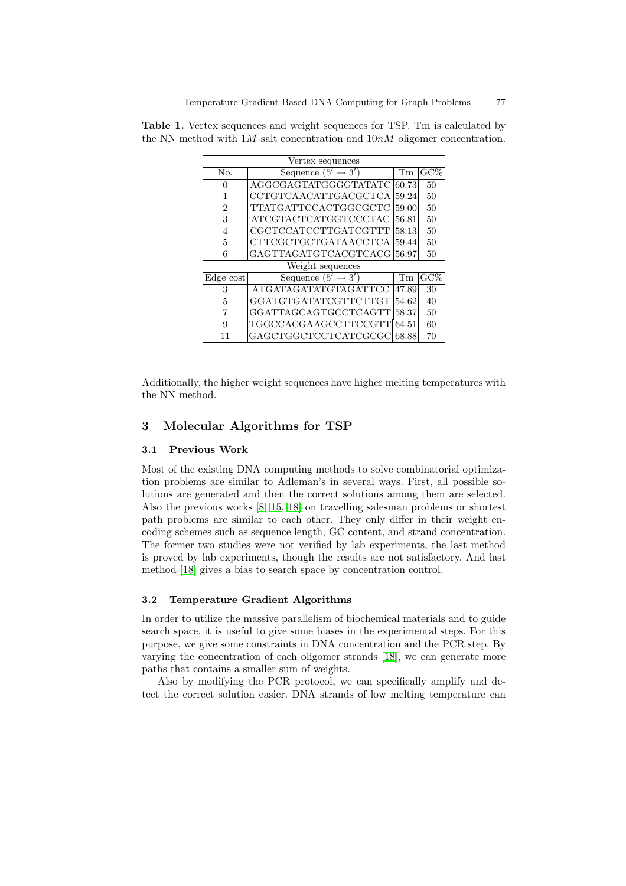**Table 1.** Vertex sequences and weight sequences for TSP. Tm is calculated by the NN method with $1M$ salt concentration and $10nM$ oligomer concentration.

| Vertex sequences | | | |
|---|---|---|---|
| No. | Sequence ($5' \rightarrow 3'$) | Tm | GC% |
| 0 | AGGCGAGTATGGGGTATATC | 60.73 | 50 |
| 1 | CCTGTCAACATTGACGCTCA | 59.24 | 50 |
| 2 | TTATGATTCCACTGGCGCTC | 59.00 | 50 |
| 3 | ATCGTACTCATGGTCCCTAC | 56.81 | 50 |
| 4 | CGCTCCATCCTTGATCGTTT | 58.13 | 50 |
| 5 | CTTCGCTGCTGATAACCTCA | 59.44 | 50 |
| 6 | GAGTTAGATGTCACGTCACG | 56.97 | 50 |
| **Weight sequences** | | | |
| Edge cost | Sequence ($5' \rightarrow 3'$) | Tm | GC% |
| 3 | ATGATAGATATGTAGATTCC | 47.89 | 30 |
| 5 | GGATGTGATATCGTTCTTGT | 54.62 | 40 |
| 7 | GGATTAGCAGTGCCTCAGTT | 58.37 | 50 |
| 9 | TGGCCACGAAGCCTTCCGTT | 64.51 | 60 |
| 11 | GAGCTGGCTCCTCATCGCGC | 68.88 | 70 |

Additionally, the higher weight sequences have higher melting temperatures with the NN method.

## 3 Molecular Algorithms for TSP

### 3.1 Previous Work

Most of the existing DNA computing methods to solve combinatorial optimization problems are similar to Adleman's in several ways. First, all possible solutions are generated and then the correct solutions among them are selected. Also the previous works [8, 15, 18] on travelling salesman problems or shortest path problems are similar to each other. They only differ in their weight encoding schemes such as sequence length, GC content, and strand concentration. The former two studies were not verified by lab experiments, the last method is proved by lab experiments, though the results are not satisfactory. And last method [18] gives a bias to search space by concentration control.

### 3.2 Temperature Gradient Algorithms

In order to utilize the massive parallelism of biochemical materials and to guide search space, it is useful to give some biases in the experimental steps. For this purpose, we give some constraints in DNA concentration and the PCR step. By varying the concentration of each oligomer strands [18], we can generate more paths that contains a smaller sum of weights.

Also by modifying the PCR protocol, we can specifically amplify and detect the correct solution easier. DNA strands of low melting temperature can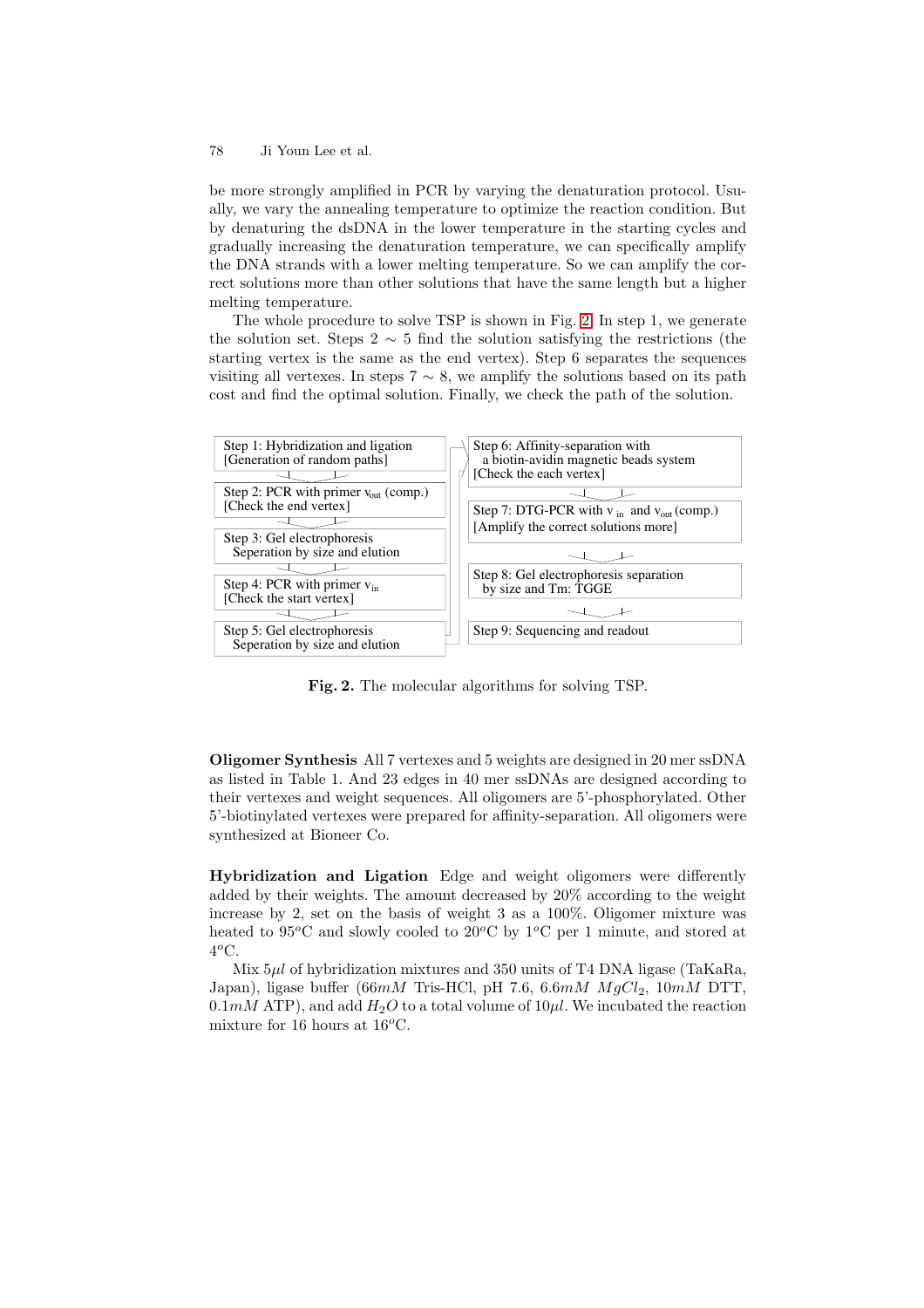be more strongly amplified in PCR by varying the denaturation protocol. Usually, we vary the annealing temperature to optimize the reaction condition. But by denaturing the dsDNA in the lower temperature in the starting cycles and gradually increasing the denaturation temperature, we can specifically amplify the DNA strands with a lower melting temperature. So we can amplify the correct solutions more than other solutions that have the same length but a higher melting temperature.

The whole procedure to solve TSP is shown in Fig. 2. In step 1, we generate the solution set. Steps 2 $\sim$ 5 find the solution satisfying the restrictions (the starting vertex is the same as the end vertex). Step 6 separates the sequences visiting all vertexes. In steps 7 $\sim$ 8, we amplify the solutions based on its path cost and find the optimal solution. Finally, we check the path of the solution.

Step 1: Hybridization and ligation
[Generation of random paths]

Step 2: PCR with primer $v_{out}$ (comp.)
[Check the end vertex]

Step 3: Gel electrophoresis
Seperation by size and elution

Step 4: PCR with primer $v_{in}$
[Check the start vertex]

Step 5: Gel electrophoresis
Seperation by size and elution

Step 6: Affinity-separation with a biotin-avidin magnetic beads system
[Check the each vertex]

Step 7: DTG-PCR with $v_{in}$ and $v_{out}$ (comp.)
[Amplify the correct solutions more]

Step 8: Gel electrophoresis separation by size and Tm: TGGE

Step 9: Sequencing and readout

**Fig. 2.** The molecular algorithms for solving TSP.

**Oligomer Synthesis** All 7 vertexes and 5 weights are designed in 20 mer ssDNA as listed in Table 1. And 23 edges in 40 mer ssDNAs are designed according to their vertexes and weight sequences. All oligomers are 5'-phosphorylated. Other 5'-biotinylated vertexes were prepared for affinity-separation. All oligomers were synthesized at Bioneer Co.

**Hybridization and Ligation** Edge and weight oligomers were differently added by their weights. The amount decreased by 20% according to the weight increase by 2, set on the basis of weight 3 as a 100%. Oligomer mixture was heated to 95$^o$C and slowly cooled to 20$^o$C by 1$^o$C per 1 minute, and stored at 4$^o$C.

Mix 5$\mu l$ of hybridization mixtures and 350 units of T4 DNA ligase (TaKaRa, Japan), ligase buffer (66$mM$ Tris-HCl, pH 7.6, 6.6$mM$ $MgCl_2$, 10$mM$ DTT, 0.1$mM$ ATP), and add $H_2O$ to a total volume of 10$\mu l$. We incubated the reaction mixture for 16 hours at 16$^o$C.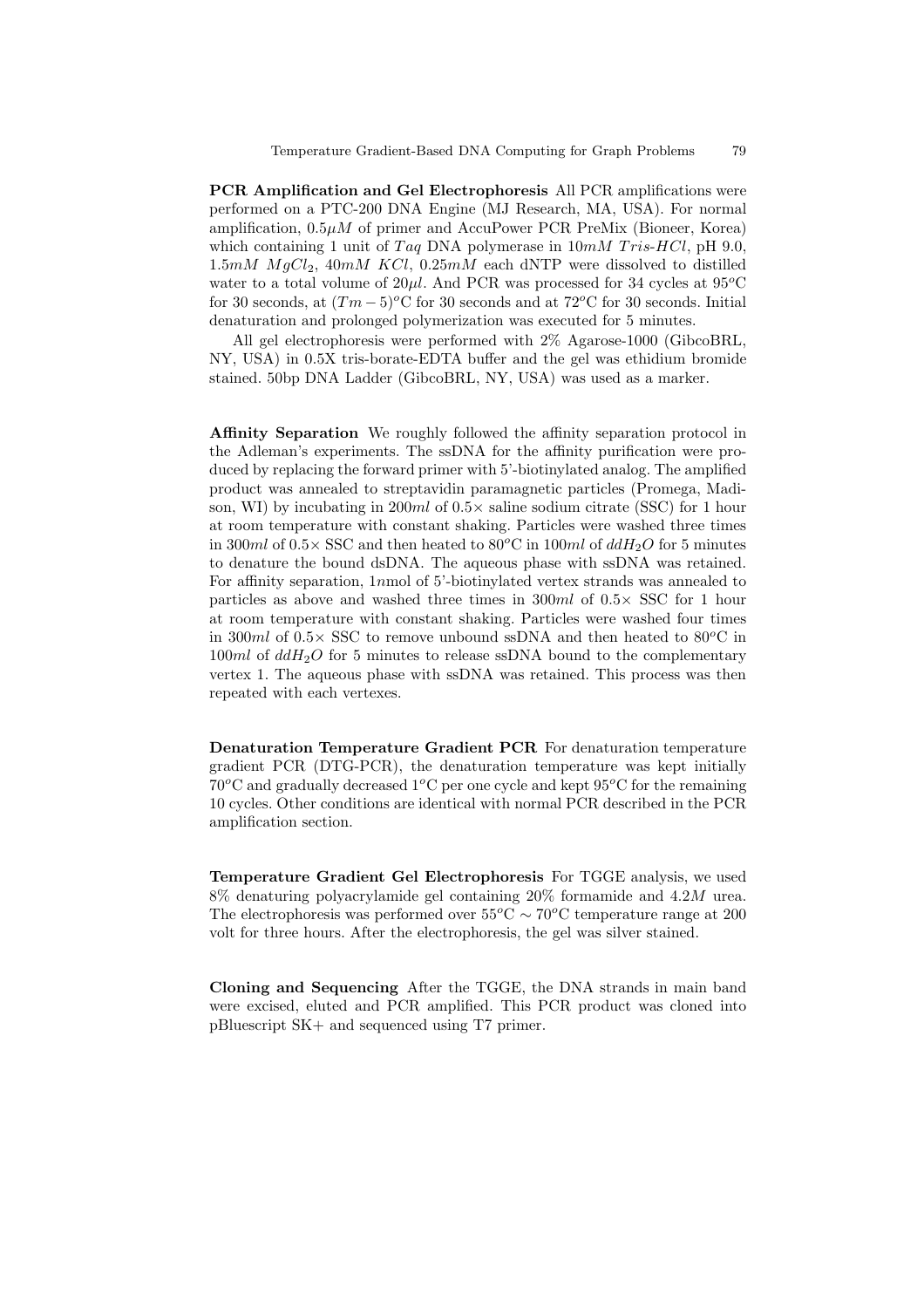**PCR Amplification and Gel Electrophoresis** All PCR amplifications were performed on a PTC-200 DNA Engine (MJ Research, MA, USA). For normal amplification, $0.5\mu M$ of primer and AccuPower PCR PreMix (Bioneer, Korea) which containing 1 unit of $Taq$ DNA polymerase in $10mM$ $Tris\text{-}HCl$, pH 9.0, $1.5mM$ $MgCl_2$, $40mM$ $KCl$, $0.25mM$ each dNTP were dissolved to distilled water to a total volume of $20\mu l$. And PCR was processed for 34 cycles at $95^o$C for 30 seconds, at $(Tm - 5)^o$C for 30 seconds and at $72^o$C for 30 seconds. Initial denaturation and prolonged polymerization was executed for 5 minutes.

All gel electrophoresis were performed with 2% Agarose-1000 (GibcoBRL, NY, USA) in 0.5X tris-borate-EDTA buffer and the gel was ethidium bromide stained. 50bp DNA Ladder (GibcoBRL, NY, USA) was used as a marker.

**Affinity Separation** We roughly followed the affinity separation protocol in the Adleman's experiments. The ssDNA for the affinity purification were produced by replacing the forward primer with 5'-biotinylated analog. The amplified product was annealed to streptavidin paramagnetic particles (Promega, Madison, WI) by incubating in $200ml$ of $0.5\times$ saline sodium citrate (SSC) for 1 hour at room temperature with constant shaking. Particles were washed three times in $300ml$ of $0.5\times$ SSC and then heated to $80^o$C in $100ml$ of $ddH_2O$ for 5 minutes to denature the bound dsDNA. The aqueous phase with ssDNA was retained. For affinity separation, $1nmol$ of 5'-biotinylated vertex strands was annealed to particles as above and washed three times in $300ml$ of $0.5\times$ SSC for 1 hour at room temperature with constant shaking. Particles were washed four times in $300ml$ of $0.5\times$ SSC to remove unbound ssDNA and then heated to $80^o$C in $100ml$ of $ddH_2O$ for 5 minutes to release ssDNA bound to the complementary vertex 1. The aqueous phase with ssDNA was retained. This process was then repeated with each vertexes.

**Denaturation Temperature Gradient PCR** For denaturation temperature gradient PCR (DTG-PCR), the denaturation temperature was kept initially $70^o$C and gradually decreased $1^o$C per one cycle and kept $95^o$C for the remaining 10 cycles. Other conditions are identical with normal PCR described in the PCR amplification section.

**Temperature Gradient Gel Electrophoresis** For TGGE analysis, we used 8% denaturing polyacrylamide gel containing 20% formamide and $4.2M$ urea. The electrophoresis was performed over $55^o\text{C} \sim 70^o\text{C}$ temperature range at 200 volt for three hours. After the electrophoresis, the gel was silver stained.

**Cloning and Sequencing** After the TGGE, the DNA strands in main band were excised, eluted and PCR amplified. This PCR product was cloned into pBluescript SK+ and sequenced using T7 primer.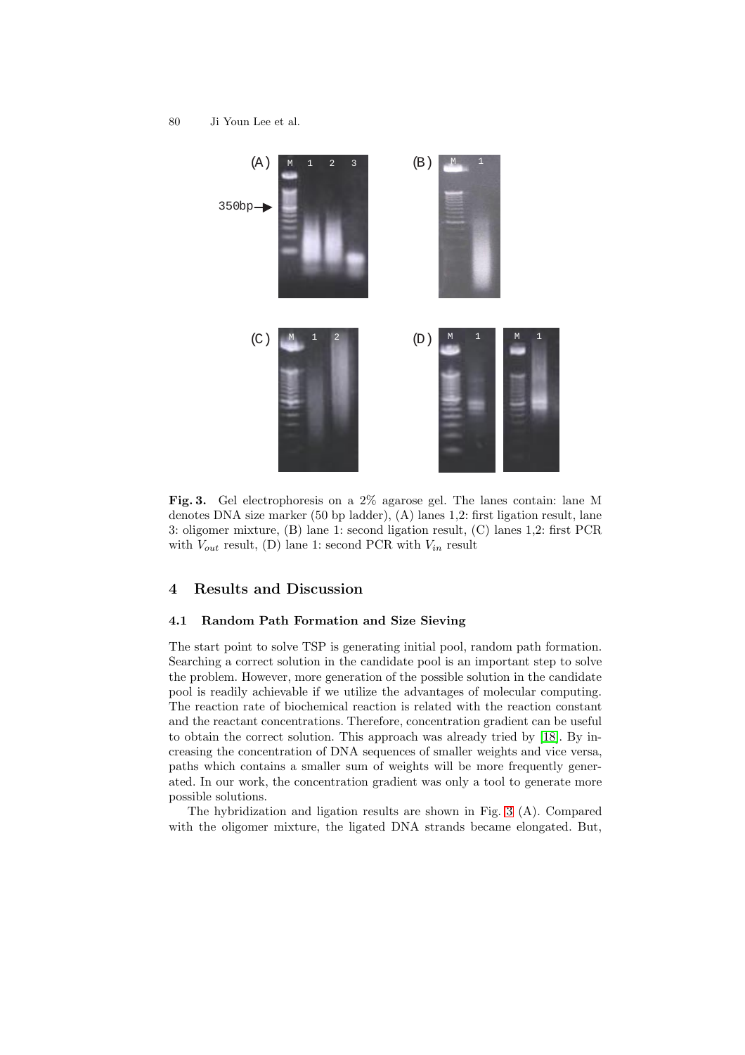**Fig. 3.** Gel electrophoresis on a 2% agarose gel. The lanes contain: lane M denotes DNA size marker (50 bp ladder), (A) lanes 1,2: first ligation result, lane 3: oligomer mixture, (B) lane 1: second ligation result, (C) lanes 1,2: first PCR with $V_{out}$ result, (D) lane 1: second PCR with $V_{in}$ result

## 4 Results and Discussion

### 4.1 Random Path Formation and Size Sieving

The start point to solve TSP is generating initial pool, random path formation. Searching a correct solution in the candidate pool is an important step to solve the problem. However, more generation of the possible solution in the candidate pool is readily achievable if we utilize the advantages of molecular computing. The reaction rate of biochemical reaction is related with the reaction constant and the reactant concentrations. Therefore, concentration gradient can be useful to obtain the correct solution. This approach was already tried by [18]. By increasing the concentration of DNA sequences of smaller weights and vice versa, paths which contains a smaller sum of weights will be more frequently generated. In our work, the concentration gradient was only a tool to generate more possible solutions.

The hybridization and ligation results are shown in Fig. 3 (A). Compared with the oligomer mixture, the ligated DNA strands became elongated. But,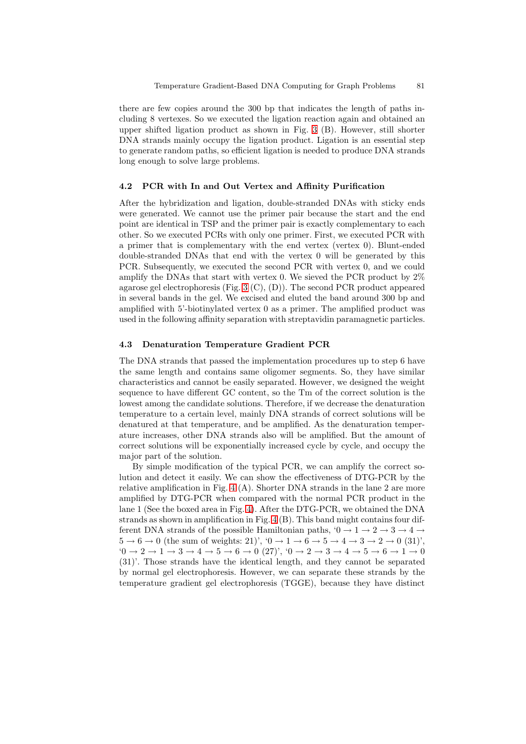there are few copies around the 300 bp that indicates the length of paths including 8 vertexes. So we executed the ligation reaction again and obtained an upper shifted ligation product as shown in Fig. 3 (B). However, still shorter DNA strands mainly occupy the ligation product. Ligation is an essential step to generate random paths, so efficient ligation is needed to produce DNA strands long enough to solve large problems.

### 4.2 PCR with In and Out Vertex and Affinity Purification

After the hybridization and ligation, double-stranded DNAs with sticky ends were generated. We cannot use the primer pair because the start and the end point are identical in TSP and the primer pair is exactly complementary to each other. So we executed PCRs with only one primer. First, we executed PCR with a primer that is complementary with the end vertex (vertex 0). Blunt-ended double-stranded DNAs that end with the vertex 0 will be generated by this PCR. Subsequently, we executed the second PCR with vertex 0, and we could amplify the DNAs that start with vertex 0. We sieved the PCR product by 2% agarose gel electrophoresis (Fig. 3 (C), (D)). The second PCR product appeared in several bands in the gel. We excised and eluted the band around 300 bp and amplified with 5'-biotinylated vertex 0 as a primer. The amplified product was used in the following affinity separation with streptavidin paramagnetic particles.

### 4.3 Denaturation Temperature Gradient PCR

The DNA strands that passed the implementation procedures up to step 6 have the same length and contains same oligomer segments. So, they have similar characteristics and cannot be easily separated. However, we designed the weight sequence to have different GC content, so the Tm of the correct solution is the lowest among the candidate solutions. Therefore, if we decrease the denaturation temperature to a certain level, mainly DNA strands of correct solutions will be denatured at that temperature, and be amplified. As the denaturation temperature increases, other DNA strands also will be amplified. But the amount of correct solutions will be exponentially increased cycle by cycle, and occupy the major part of the solution.

By simple modification of the typical PCR, we can amplify the correct solution and detect it easily. We can show the effectiveness of DTG-PCR by the relative amplification in Fig. 4 (A). Shorter DNA strands in the lane 2 are more amplified by DTG-PCR when compared with the normal PCR product in the lane 1 (See the boxed area in Fig. 4). After the DTG-PCR, we obtained the DNA strands as shown in amplification in Fig. 4 (B). This band might contains four different DNA strands of the possible Hamiltonian paths, '$0 \rightarrow 1 \rightarrow 2 \rightarrow 3 \rightarrow 4 \rightarrow 5 \rightarrow 6 \rightarrow 0$ (the sum of weights: 21)', '$0 \rightarrow 1 \rightarrow 6 \rightarrow 5 \rightarrow 4 \rightarrow 3 \rightarrow 2 \rightarrow 0$ (31)', '$0 \rightarrow 2 \rightarrow 1 \rightarrow 3 \rightarrow 4 \rightarrow 5 \rightarrow 6 \rightarrow 0$ (27)', '$0 \rightarrow 2 \rightarrow 3 \rightarrow 4 \rightarrow 5 \rightarrow 6 \rightarrow 1 \rightarrow 0$ (31)'. Those strands have the identical length, and they cannot be separated by normal gel electrophoresis. However, we can separate these strands by the temperature gradient gel electrophoresis (TGGE), because they have distinct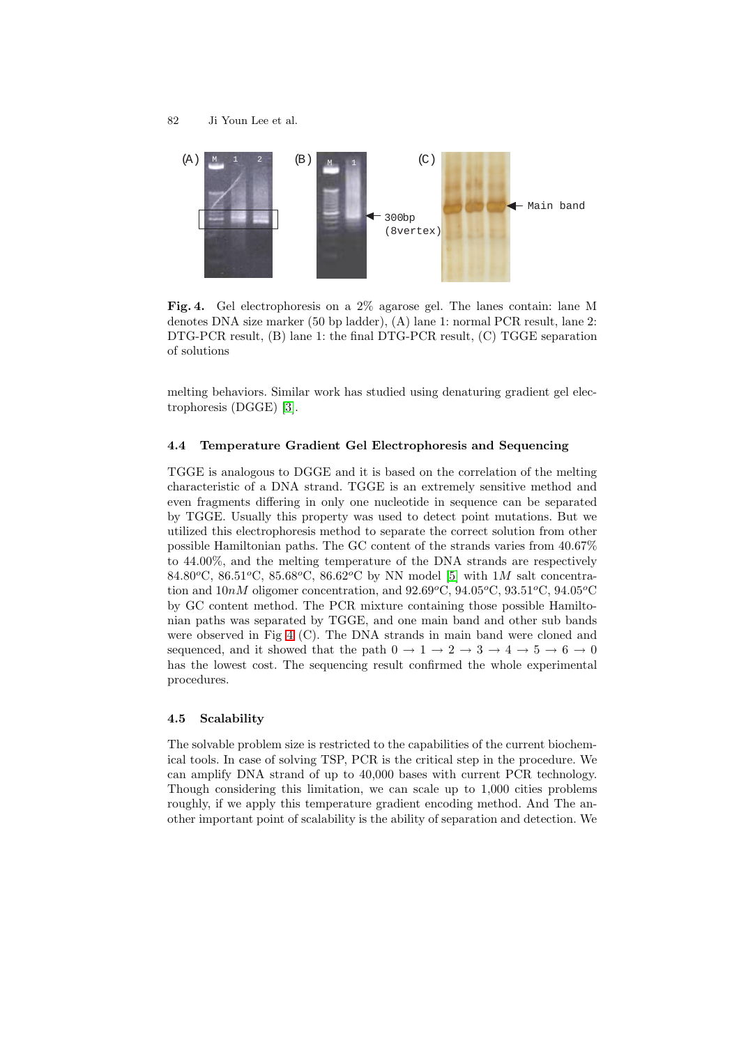**Fig. 4.** Gel electrophoresis on a 2% agarose gel. The lanes contain: lane M denotes DNA size marker (50 bp ladder), (A) lane 1: normal PCR result, lane 2: DTG-PCR result, (B) lane 1: the final DTG-PCR result, (C) TGGE separation of solutions

melting behaviors. Similar work has studied using denaturing gradient gel electrophoresis (DGGE) [3].

### 4.4 Temperature Gradient Gel Electrophoresis and Sequencing

TGGE is analogous to DGGE and it is based on the correlation of the melting characteristic of a DNA strand. TGGE is an extremely sensitive method and even fragments differing in only one nucleotide in sequence can be separated by TGGE. Usually this property was used to detect point mutations. But we utilized this electrophoresis method to separate the correct solution from other possible Hamiltonian paths. The GC content of the strands varies from 40.67% to 44.00%, and the melting temperature of the DNA strands are respectively 84.80$^o$C, 86.51$^o$C, 85.68$^o$C, 86.62$^o$C by NN model [5] with $1M$ salt concentration and $10nM$ oligomer concentration, and 92.69$^o$C, 94.05$^o$C, 93.51$^o$C, 94.05$^o$C by GC content method. The PCR mixture containing those possible Hamiltonian paths was separated by TGGE, and one main band and other sub bands were observed in Fig 4 (C). The DNA strands in main band were cloned and sequenced, and it showed that the path $0 \rightarrow 1 \rightarrow 2 \rightarrow 3 \rightarrow 4 \rightarrow 5 \rightarrow 6 \rightarrow 0$ has the lowest cost. The sequencing result confirmed the whole experimental procedures.

### 4.5 Scalability

The solvable problem size is restricted to the capabilities of the current biochemical tools. In case of solving TSP, PCR is the critical step in the procedure. We can amplify DNA strand of up to 40,000 bases with current PCR technology. Though considering this limitation, we can scale up to 1,000 cities problems roughly, if we apply this temperature gradient encoding method. And The another important point of scalability is the ability of separation and detection. We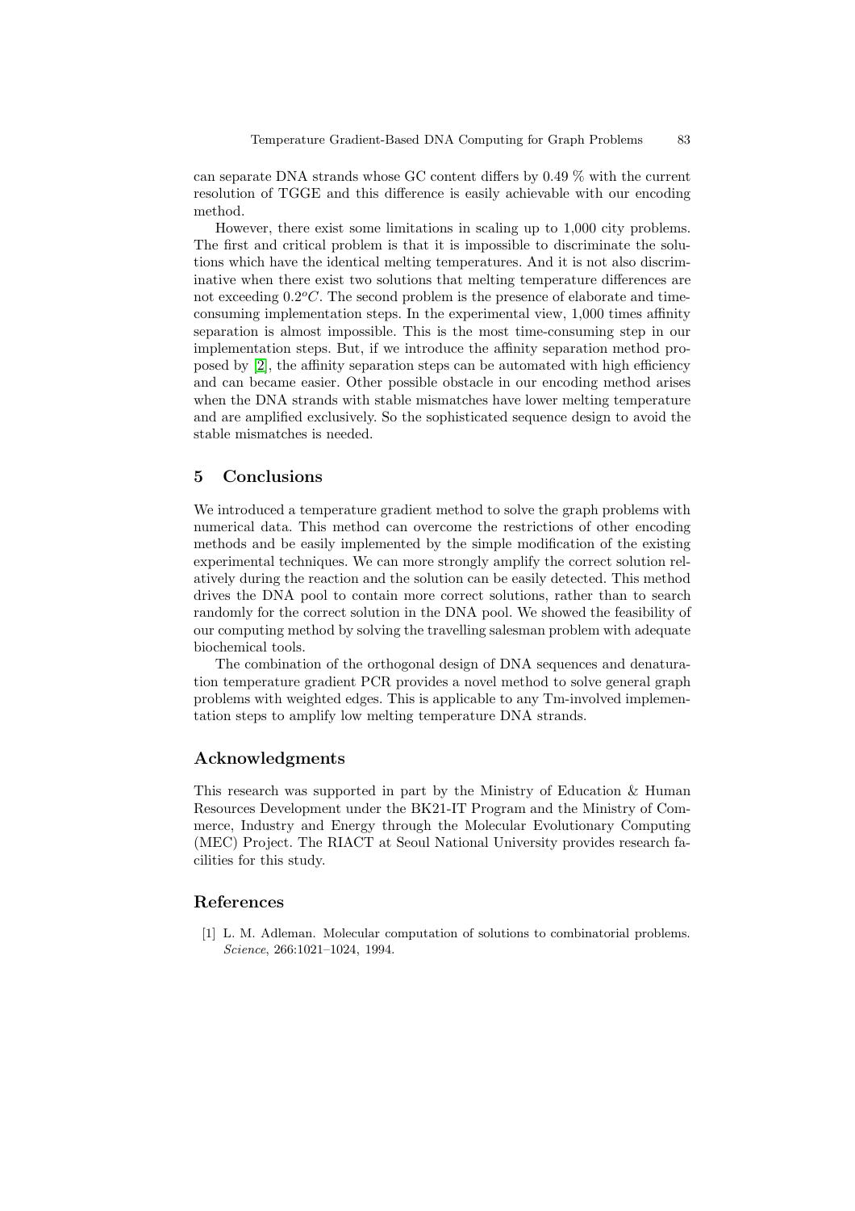can separate DNA strands whose GC content differs by 0.49 % with the current resolution of TGGE and this difference is easily achievable with our encoding method.

However, there exist some limitations in scaling up to 1,000 city problems. The first and critical problem is that it is impossible to discriminate the solutions which have the identical melting temperatures. And it is not also discriminative when there exist two solutions that melting temperature differences are not exceeding $0.2^oC$. The second problem is the presence of elaborate and time-consuming implementation steps. In the experimental view, 1,000 times affinity separation is almost impossible. This is the most time-consuming step in our implementation steps. But, if we introduce the affinity separation method proposed by [2], the affinity separation steps can be automated with high efficiency and can became easier. Other possible obstacle in our encoding method arises when the DNA strands with stable mismatches have lower melting temperature and are amplified exclusively. So the sophisticated sequence design to avoid the stable mismatches is needed.

## 5 Conclusions

We introduced a temperature gradient method to solve the graph problems with numerical data. This method can overcome the restrictions of other encoding methods and be easily implemented by the simple modification of the existing experimental techniques. We can more strongly amplify the correct solution relatively during the reaction and the solution can be easily detected. This method drives the DNA pool to contain more correct solutions, rather than to search randomly for the correct solution in the DNA pool. We showed the feasibility of our computing method by solving the travelling salesman problem with adequate biochemical tools.

The combination of the orthogonal design of DNA sequences and denaturation temperature gradient PCR provides a novel method to solve general graph problems with weighted edges. This is applicable to any Tm-involved implementation steps to amplify low melting temperature DNA strands.

## Acknowledgments

This research was supported in part by the Ministry of Education & Human Resources Development under the BK21-IT Program and the Ministry of Commerce, Industry and Energy through the Molecular Evolutionary Computing (MEC) Project. The RIACT at Seoul National University provides research facilities for this study.

## References

[1] L. M. Adleman. Molecular computation of solutions to combinatorial problems. *Science*, 266:1021–1024, 1994.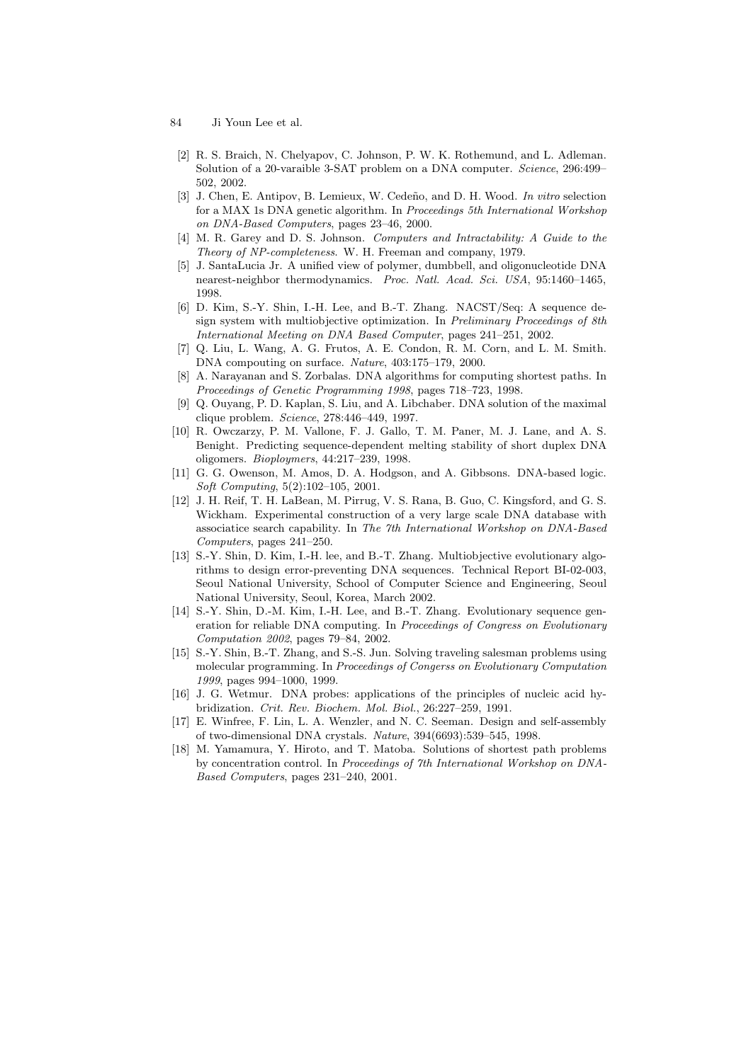[2] R. S. Braich, N. Chelyapov, C. Johnson, P. W. K. Rothemund, and L. Adleman. Solution of a 20-varaible 3-SAT problem on a DNA computer. *Science*, 296:499–502, 2002.

[3] J. Chen, E. Antipov, B. Lemieux, W. Cedeño, and D. H. Wood. *In vitro* selection for a MAX 1s DNA genetic algorithm. In *Proceedings 5th International Workshop on DNA-Based Computers*, pages 23–46, 2000.

[4] M. R. Garey and D. S. Johnson. *Computers and Intractability: A Guide to the Theory of NP-completeness*. W. H. Freeman and company, 1979.

[5] J. SantaLucia Jr. A unified view of polymer, dumbbell, and oligonucleotide DNA nearest-neighbor thermodynamics. *Proc. Natl. Acad. Sci. USA*, 95:1460–1465, 1998.

[6] D. Kim, S.-Y. Shin, I.-H. Lee, and B.-T. Zhang. NACST/Seq: A sequence design system with multiobjective optimization. In *Preliminary Proceedings of 8th International Meeting on DNA Based Computer*, pages 241–251, 2002.

[7] Q. Liu, L. Wang, A. G. Frutos, A. E. Condon, R. M. Corn, and L. M. Smith. DNA compouting on surface. *Nature*, 403:175–179, 2000.

[8] A. Narayanan and S. Zorbalas. DNA algorithms for computing shortest paths. In *Proceedings of Genetic Programming 1998*, pages 718–723, 1998.

[9] Q. Ouyang, P. D. Kaplan, S. Liu, and A. Libchaber. DNA solution of the maximal clique problem. *Science*, 278:446–449, 1997.

[10] R. Owczarzy, P. M. Vallone, F. J. Gallo, T. M. Paner, M. J. Lane, and A. S. Benight. Predicting sequence-dependent melting stability of short duplex DNA oligomers. *Bioploymers*, 44:217–239, 1998.

[11] G. G. Owenson, M. Amos, D. A. Hodgson, and A. Gibbsons. DNA-based logic. *Soft Computing*, 5(2):102–105, 2001.

[12] J. H. Reif, T. H. LaBean, M. Pirrug, V. S. Rana, B. Guo, C. Kingsford, and G. S. Wickham. Experimental construction of a very large scale DNA database with associatice search capability. In *The 7th International Workshop on DNA-Based Computers*, pages 241–250.

[13] S.-Y. Shin, D. Kim, I.-H. lee, and B.-T. Zhang. Multiobjective evolutionary algorithms to design error-preventing DNA sequences. Technical Report BI-02-003, Seoul National University, School of Computer Science and Engineering, Seoul National University, Seoul, Korea, March 2002.

[14] S.-Y. Shin, D.-M. Kim, I.-H. Lee, and B.-T. Zhang. Evolutionary sequence generation for reliable DNA computing. In *Proceedings of Congress on Evolutionary Computation 2002*, pages 79–84, 2002.

[15] S.-Y. Shin, B.-T. Zhang, and S.-S. Jun. Solving traveling salesman problems using molecular programming. In *Proceedings of Congerss on Evolutionary Computation 1999*, pages 994–1000, 1999.

[16] J. G. Wetmur. DNA probes: applications of the principles of nucleic acid hybridization. *Crit. Rev. Biochem. Mol. Biol.*, 26:227–259, 1991.

[17] E. Winfree, F. Lin, L. A. Wenzler, and N. C. Seeman. Design and self-assembly of two-dimensional DNA crystals. *Nature*, 394(6693):539–545, 1998.

[18] M. Yamamura, Y. Hiroto, and T. Matoba. Solutions of shortest path problems by concentration control. In *Proceedings of 7th International Workshop on DNA-Based Computers*, pages 231–240, 2001.